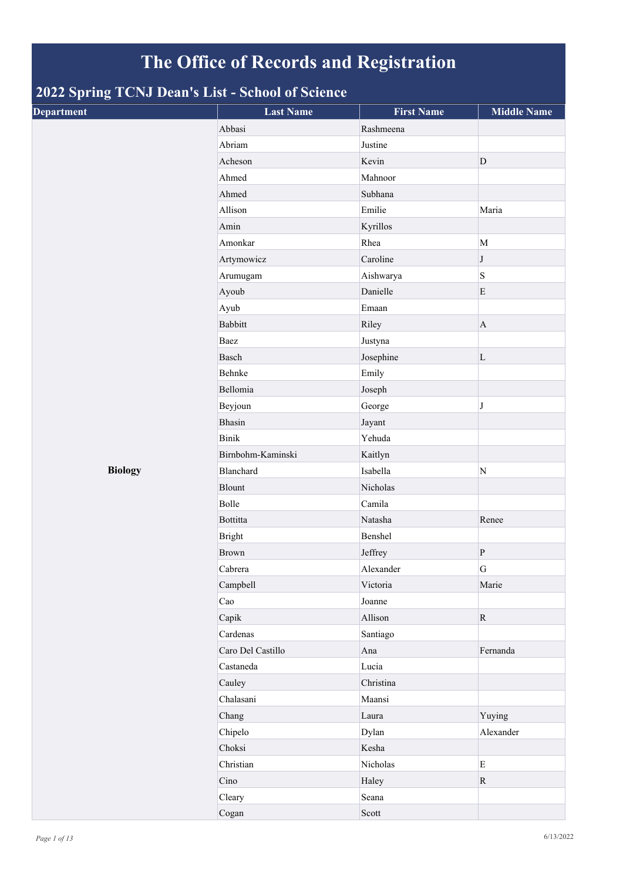# The Office of Records and Registration

## 2022 Spring TCNJ Dean's List - School of Science

| Department | Last Name | First Name | Middle Name |
|---|---|---|---|
| Biology | Abbasi | Rashmeena | |
| | Abriam | Justine | |
| | Acheson | Kevin | D |
| | Ahmed | Mahnoor | |
| | Ahmed | Subhana | |
| | Allison | Emilie | Maria |
| | Amin | Kyrillos | |
| | Amonkar | Rhea | M |
| | Artymowicz | Caroline | J |
| | Arumugam | Aishwarya | S |
| | Ayoub | Danielle | E |
| | Ayub | Emaan | |
| | Babbitt | Riley | A |
| | Baez | Justyna | |
| | Basch | Josephine | L |
| | Behnke | Emily | |
| | Bellomia | Joseph | |
| | Beyjoun | George | J |
| | Bhasin | Jayant | |
| | Binik | Yehuda | |
| | Birnbohm-Kaminski | Kaitlyn | |
| | Blanchard | Isabella | N |
| | Blount | Nicholas | |
| | Bolle | Camila | |
| | Bottitta | Natasha | Renee |
| | Bright | Benshel | |
| | Brown | Jeffrey | P |
| | Cabrera | Alexander | G |
| | Campbell | Victoria | Marie |
| | Cao | Joanne | |
| | Capik | Allison | R |
| | Cardenas | Santiago | |
| | Caro Del Castillo | Ana | Fernanda |
| | Castaneda | Lucia | |
| | Cauley | Christina | |
| | Chalasani | Maansi | |
| | Chang | Laura | Yuying |
| | Chipelo | Dylan | Alexander |
| | Choksi | Kesha | |
| | Christian | Nicholas | E |
| | Cino | Haley | R |
| | Cleary | Seana | |
| | Cogan | Scott | |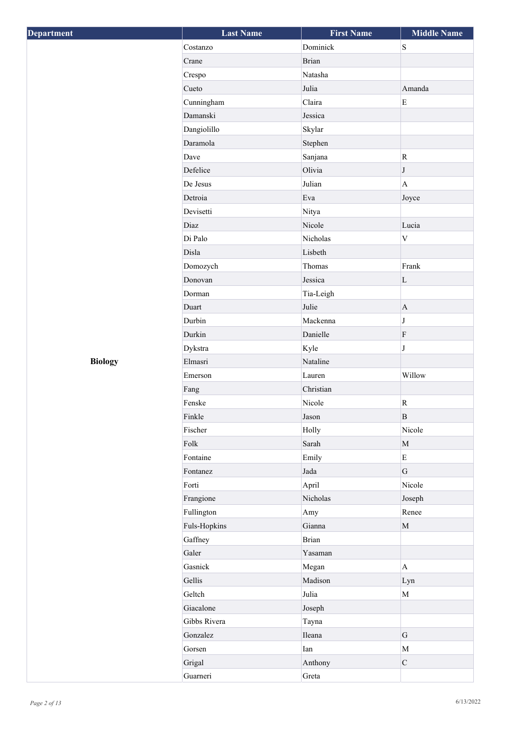| Department | Last Name | First Name | Middle Name |
|---|---|---|---|
| Biology | Costanzo | Dominick | S |
| | Crane | Brian | |
| | Crespo | Natasha | |
| | Cueto | Julia | Amanda |
| | Cunningham | Claira | E |
| | Damanski | Jessica | |
| | Dangiolillo | Skylar | |
| | Daramola | Stephen | |
| | Dave | Sanjana | R |
| | Defelice | Olivia | J |
| | De Jesus | Julian | A |
| | Detroia | Eva | Joyce |
| | Devisetti | Nitya | |
| | Diaz | Nicole | Lucia |
| | Di Palo | Nicholas | V |
| | Disla | Lisbeth | |
| | Domozych | Thomas | Frank |
| | Donovan | Jessica | L |
| | Dorman | Tia-Leigh | |
| | Duart | Julie | A |
| | Durbin | Mackenna | J |
| | Durkin | Danielle | F |
| | Dykstra | Kyle | J |
| | Elmasri | Nataline | |
| | Emerson | Lauren | Willow |
| | Fang | Christian | |
| | Fenske | Nicole | R |
| | Finkle | Jason | B |
| | Fischer | Holly | Nicole |
| | Folk | Sarah | M |
| | Fontaine | Emily | E |
| | Fontanez | Jada | G |
| | Forti | April | Nicole |
| | Frangione | Nicholas | Joseph |
| | Fullington | Amy | Renee |
| | Fuls-Hopkins | Gianna | M |
| | Gaffney | Brian | |
| | Galer | Yasaman | |
| | Gasnick | Megan | A |
| | Gellis | Madison | Lyn |
| | Geltch | Julia | M |
| | Giacalone | Joseph | |
| | Gibbs Rivera | Tayna | |
| | Gonzalez | Ileana | G |
| | Gorsen | Ian | M |
| | Grigal | Anthony | C |
| | Guarneri | Greta | |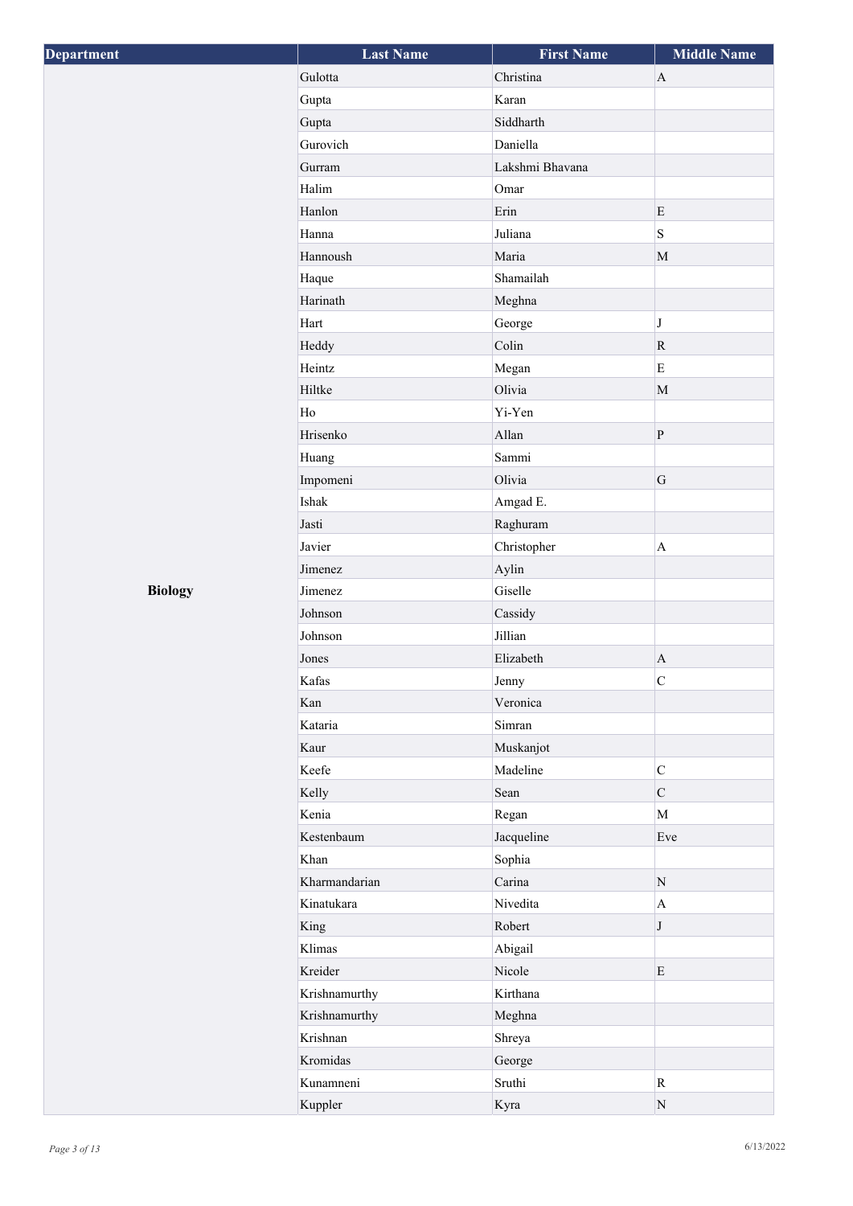| Department | Last Name | First Name | Middle Name |
| --- | --- | --- | --- |
| Biology | Gulotta | Christina | A |
| | Gupta | Karan | |
| | Gupta | Siddharth | |
| | Gurovich | Daniella | |
| | Gurram | Lakshmi Bhavana | |
| | Halim | Omar | |
| | Hanlon | Erin | E |
| | Hanna | Juliana | S |
| | Hannoush | Maria | M |
| | Haque | Shamailah | |
| | Harinath | Meghna | |
| | Hart | George | J |
| | Heddy | Colin | R |
| | Heintz | Megan | E |
| | Hiltke | Olivia | M |
| | Ho | Yi-Yen | |
| | Hrisenko | Allan | P |
| | Huang | Sammi | |
| | Impomeni | Olivia | G |
| | Ishak | Amgad E. | |
| | Jasti | Raghuram | |
| | Javier | Christopher | A |
| | Jimenez | Aylin | |
| | Jimenez | Giselle | |
| | Johnson | Cassidy | |
| | Johnson | Jillian | |
| | Jones | Elizabeth | A |
| | Kafas | Jenny | C |
| | Kan | Veronica | |
| | Kataria | Simran | |
| | Kaur | Muskanjot | |
| | Keefe | Madeline | C |
| | Kelly | Sean | C |
| | Kenia | Regan | M |
| | Kestenbaum | Jacqueline | Eve |
| | Khan | Sophia | |
| | Kharmandarian | Carina | N |
| | Kinatukara | Nivedita | A |
| | King | Robert | J |
| | Klimas | Abigail | |
| | Kreider | Nicole | E |
| | Krishnamurthy | Kirthana | |
| | Krishnamurthy | Meghna | |
| | Krishnan | Shreya | |
| | Kromidas | George | |
| | Kunamneni | Sruthi | R |
| | Kuppler | Kyra | N |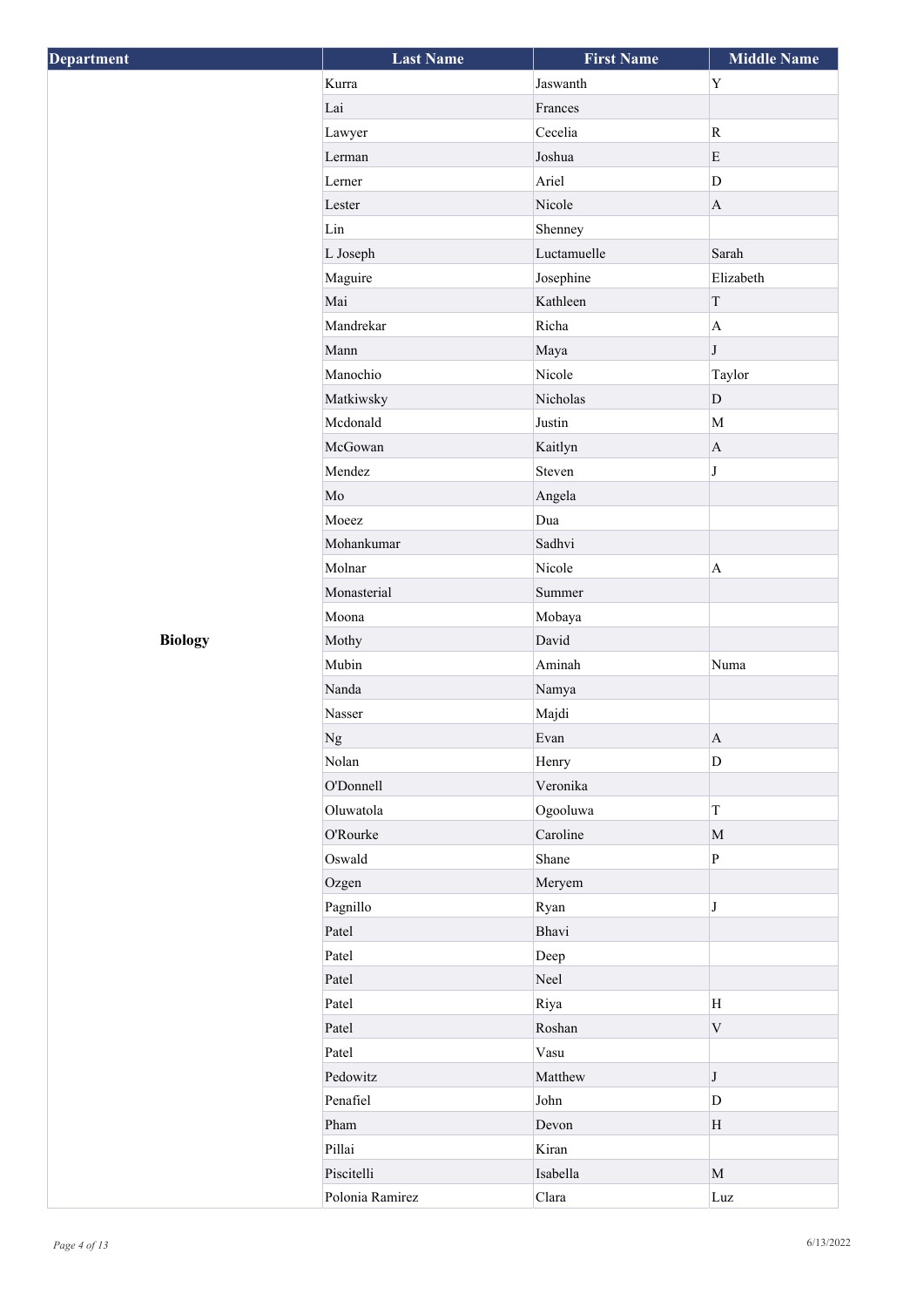| Department | Last Name | First Name | Middle Name |
|---|---|---|---|
| Biology | Kurra | Jaswanth | Y |
| | Lai | Frances | |
| | Lawyer | Cecelia | R |
| | Lerman | Joshua | E |
| | Lerner | Ariel | D |
| | Lester | Nicole | A |
| | Lin | Shenney | |
| | L Joseph | Luctamuelle | Sarah |
| | Maguire | Josephine | Elizabeth |
| | Mai | Kathleen | T |
| | Mandrekar | Richa | A |
| | Mann | Maya | J |
| | Manochio | Nicole | Taylor |
| | Matkiwsky | Nicholas | D |
| | Mcdonald | Justin | M |
| | McGowan | Kaitlyn | A |
| | Mendez | Steven | J |
| | Mo | Angela | |
| | Moeez | Dua | |
| | Mohankumar | Sadhvi | |
| | Molnar | Nicole | A |
| | Monasterial | Summer | |
| | Moona | Mobaya | |
| | Mothy | David | |
| | Mubin | Aminah | Numa |
| | Nanda | Namya | |
| | Nasser | Majdi | |
| | Ng | Evan | A |
| | Nolan | Henry | D |
| | O'Donnell | Veronika | |
| | Oluwatola | Ogooluwa | T |
| | O'Rourke | Caroline | M |
| | Oswald | Shane | P |
| | Ozgen | Meryem | |
| | Pagnillo | Ryan | J |
| | Patel | Bhavi | |
| | Patel | Deep | |
| | Patel | Neel | |
| | Patel | Riya | H |
| | Patel | Roshan | V |
| | Patel | Vasu | |
| | Pedowitz | Matthew | J |
| | Penafiel | John | D |
| | Pham | Devon | H |
| | Pillai | Kiran | |
| | Piscitelli | Isabella | M |
| | Polonia Ramirez | Clara | Luz |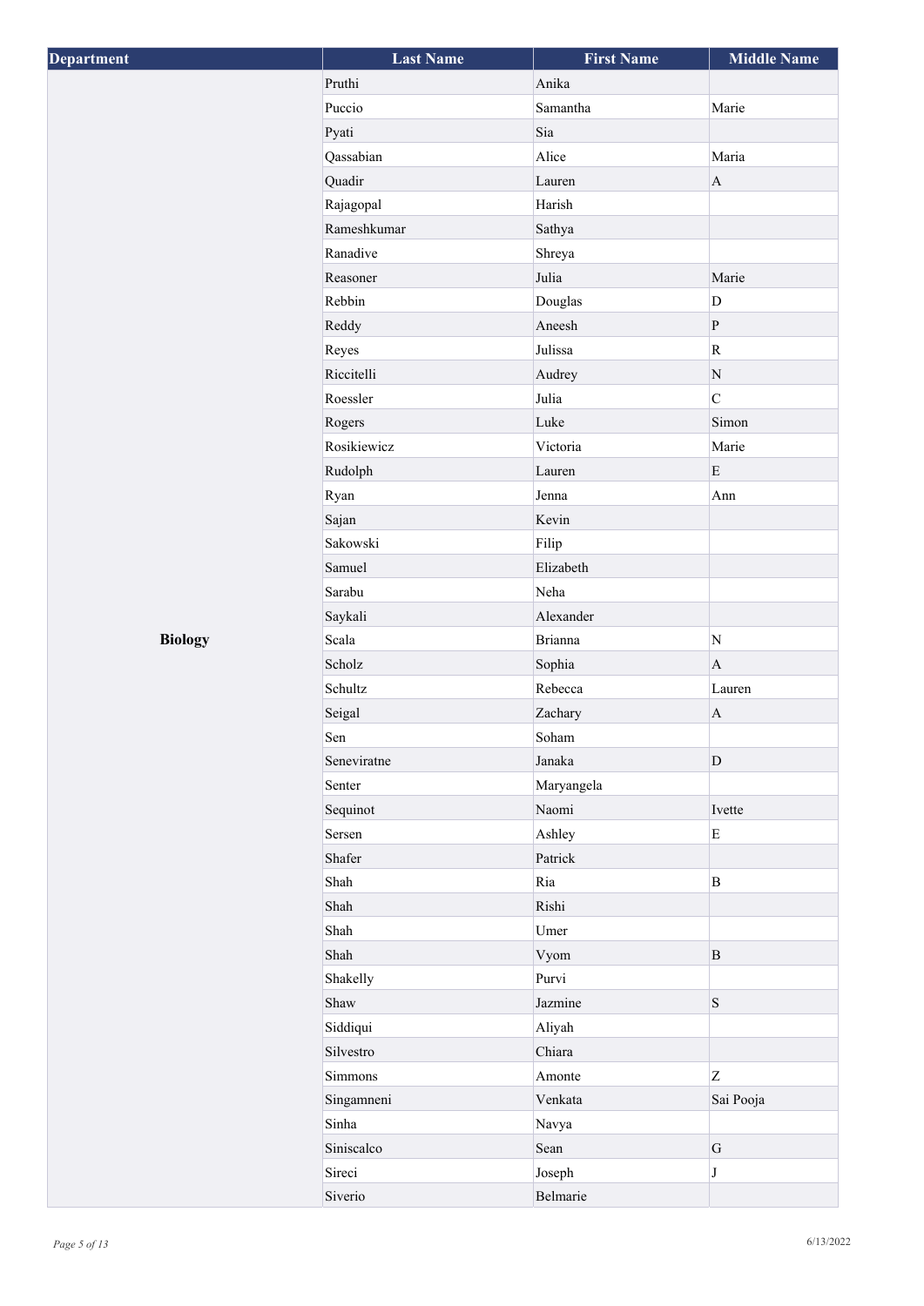| Department | Last Name | First Name | Middle Name |
|---|---|---|---|
| Biology | Pruthi | Anika | |
| | Puccio | Samantha | Marie |
| | Pyati | Sia | |
| | Qassabian | Alice | Maria |
| | Quadir | Lauren | A |
| | Rajagopal | Harish | |
| | Rameshkumar | Sathya | |
| | Ranadive | Shreya | |
| | Reasoner | Julia | Marie |
| | Rebbin | Douglas | D |
| | Reddy | Aneesh | P |
| | Reyes | Julissa | R |
| | Riccitelli | Audrey | N |
| | Roessler | Julia | C |
| | Rogers | Luke | Simon |
| | Rosikiewicz | Victoria | Marie |
| | Rudolph | Lauren | E |
| | Ryan | Jenna | Ann |
| | Sajan | Kevin | |
| | Sakowski | Filip | |
| | Samuel | Elizabeth | |
| | Sarabu | Neha | |
| | Saykali | Alexander | |
| | Scala | Brianna | N |
| | Scholz | Sophia | A |
| | Schultz | Rebecca | Lauren |
| | Seigal | Zachary | A |
| | Sen | Soham | |
| | Seneviratne | Janaka | D |
| | Senter | Maryangela | |
| | Sequinot | Naomi | Ivette |
| | Sersen | Ashley | E |
| | Shafer | Patrick | |
| | Shah | Ria | B |
| | Shah | Rishi | |
| | Shah | Umer | |
| | Shah | Vyom | B |
| | Shakelly | Purvi | |
| | Shaw | Jazmine | S |
| | Siddiqui | Aliyah | |
| | Silvestro | Chiara | |
| | Simmons | Amonte | Z |
| | Singamneni | Venkata | Sai Pooja |
| | Sinha | Navya | |
| | Siniscalco | Sean | G |
| | Sireci | Joseph | J |
| | Siverio | Belmarie | |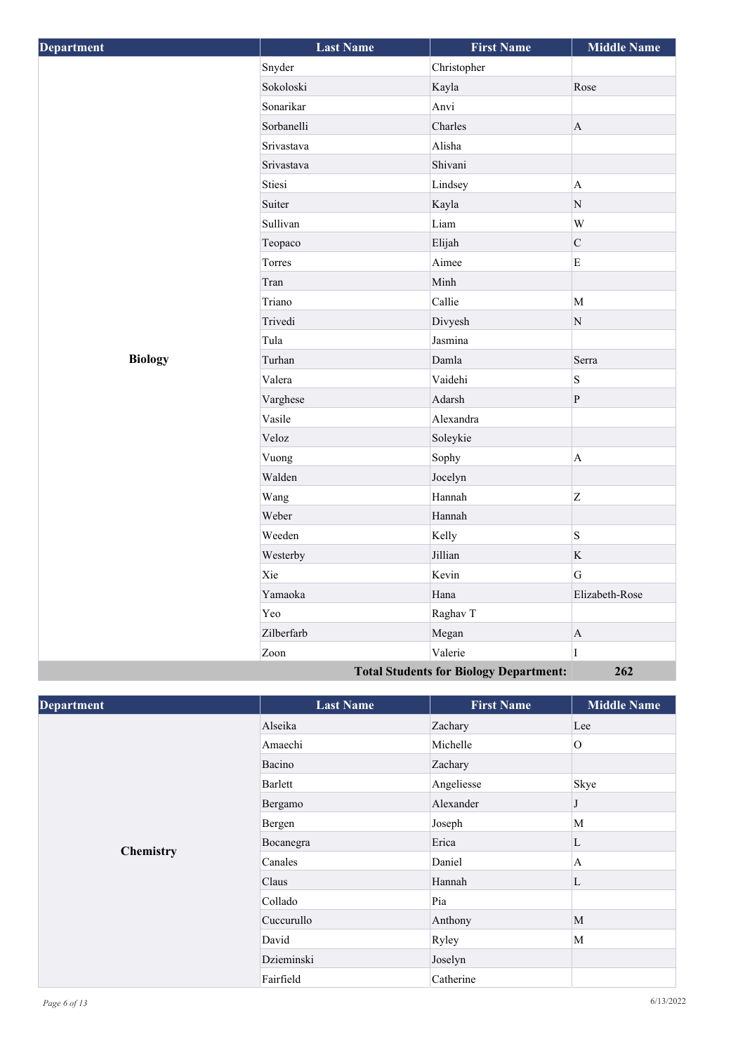| Department | Last Name | First Name | Middle Name |
|---|---|---|---|
| Biology | Snyder | Christopher | |
| | Sokoloski | Kayla | Rose |
| | Sonarikar | Anvi | |
| | Sorbanelli | Charles | A |
| | Srivastava | Alisha | |
| | Srivastava | Shivani | |
| | Stiesi | Lindsey | A |
| | Suiter | Kayla | N |
| | Sullivan | Liam | W |
| | Teopaco | Elijah | C |
| | Torres | Aimee | E |
| | Tran | Minh | |
| | Triano | Callie | M |
| | Trivedi | Divyesh | N |
| | Tula | Jasmina | |
| | Turhan | Damla | Serra |
| | Valera | Vaidehi | S |
| | Varghese | Adarsh | P |
| | Vasile | Alexandra | |
| | Veloz | Soleykie | |
| | Vuong | Sophy | A |
| | Walden | Jocelyn | |
| | Wang | Hannah | Z |
| | Weber | Hannah | |
| | Weeden | Kelly | S |
| | Westerby | Jillian | K |
| | Xie | Kevin | G |
| | Yamaoka | Hana | Elizabeth-Rose |
| | Yeo | Raghav T | |
| | Zilberfarb | Megan | A |
| | Zoon | Valerie | I |
| | | **Total Students for Biology Department:** | **262** |

| Department | Last Name | First Name | Middle Name |
|---|---|---|---|
| Chemistry | Alseika | Zachary | Lee |
| | Amaechi | Michelle | O |
| | Bacino | Zachary | |
| | Barlett | Angeliesse | Skye |
| | Bergamo | Alexander | J |
| | Bergen | Joseph | M |
| | Bocanegra | Erica | L |
| | Canales | Daniel | A |
| | Claus | Hannah | L |
| | Collado | Pia | |
| | Cuccurullo | Anthony | M |
| | David | Ryley | M |
| | Dzieminski | Joselyn | |
| | Fairfield | Catherine | |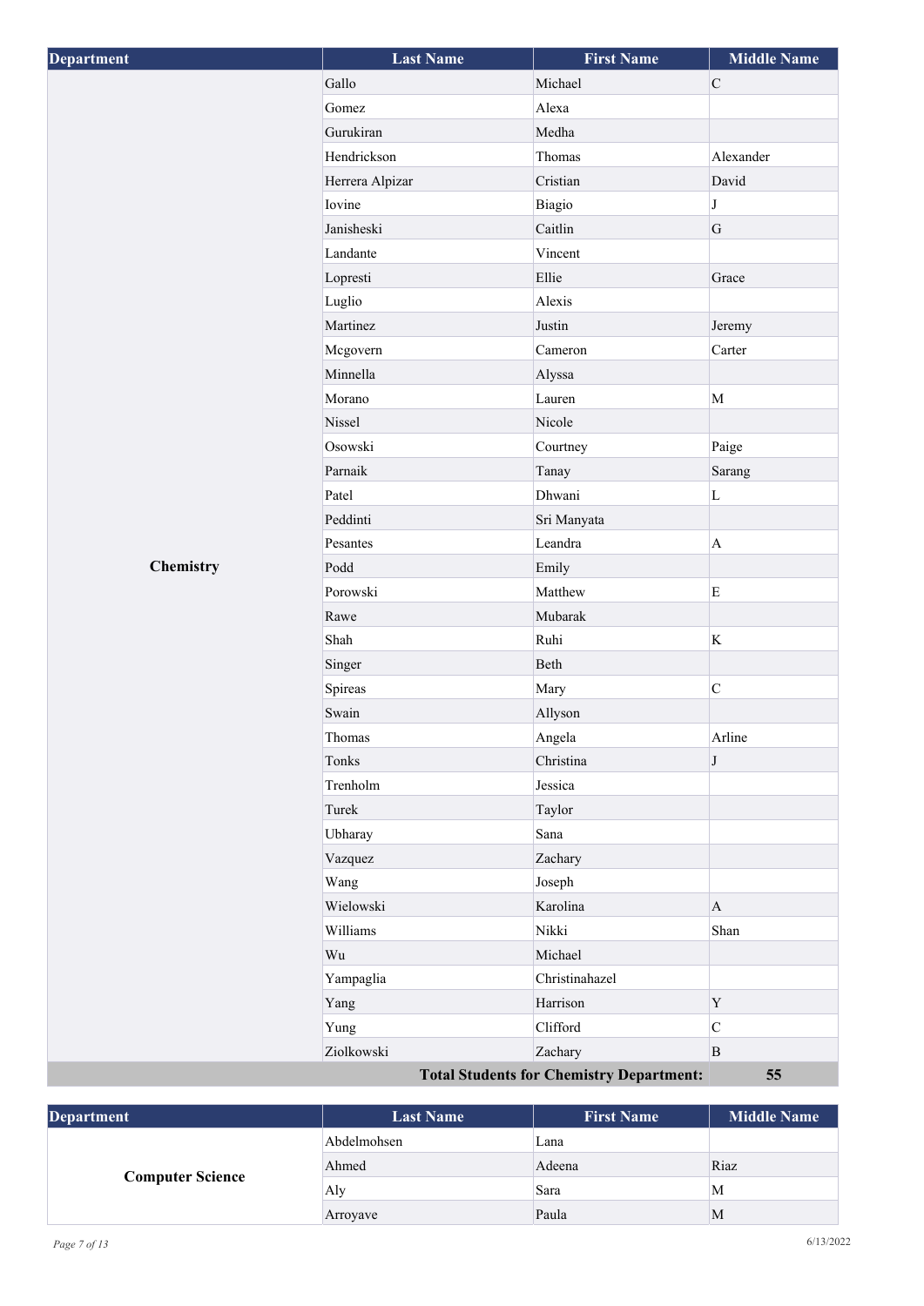| Department | Last Name | First Name | Middle Name |
|---|---|---|---|
| Chemistry | Gallo | Michael | C |
| | Gomez | Alexa | |
| | Gurukiran | Medha | |
| | Hendrickson | Thomas | Alexander |
| | Herrera Alpizar | Cristian | David |
| | Iovine | Biagio | J |
| | Janisheski | Caitlin | G |
| | Landante | Vincent | |
| | Lopresti | Ellie | Grace |
| | Luglio | Alexis | |
| | Martinez | Justin | Jeremy |
| | Mcgovern | Cameron | Carter |
| | Minnella | Alyssa | |
| | Morano | Lauren | M |
| | Nissel | Nicole | |
| | Osowski | Courtney | Paige |
| | Parnaik | Tanay | Sarang |
| | Patel | Dhwani | L |
| | Peddinti | Sri Manyata | |
| | Pesantes | Leandra | A |
| | Podd | Emily | |
| | Porowski | Matthew | E |
| | Rawe | Mubarak | |
| | Shah | Ruhi | K |
| | Singer | Beth | |
| | Spireas | Mary | C |
| | Swain | Allyson | |
| | Thomas | Angela | Arline |
| | Tonks | Christina | J |
| | Trenholm | Jessica | |
| | Turek | Taylor | |
| | Ubharay | Sana | |
| | Vazquez | Zachary | |
| | Wang | Joseph | |
| | Wielowski | Karolina | A |
| | Williams | Nikki | Shan |
| | Wu | Michael | |
| | Yampaglia | Christinahazel | |
| | Yang | Harrison | Y |
| | Yung | Clifford | C |
| | Ziolkowski | Zachary | B |
| | | **Total Students for Chemistry Department:** | **55** |

| Department | Last Name | First Name | Middle Name |
|---|---|---|---|
| Computer Science | Abdelmohsen | Lana | |
| | Ahmed | Adeena | Riaz |
| | Aly | Sara | M |
| | Arroyave | Paula | M |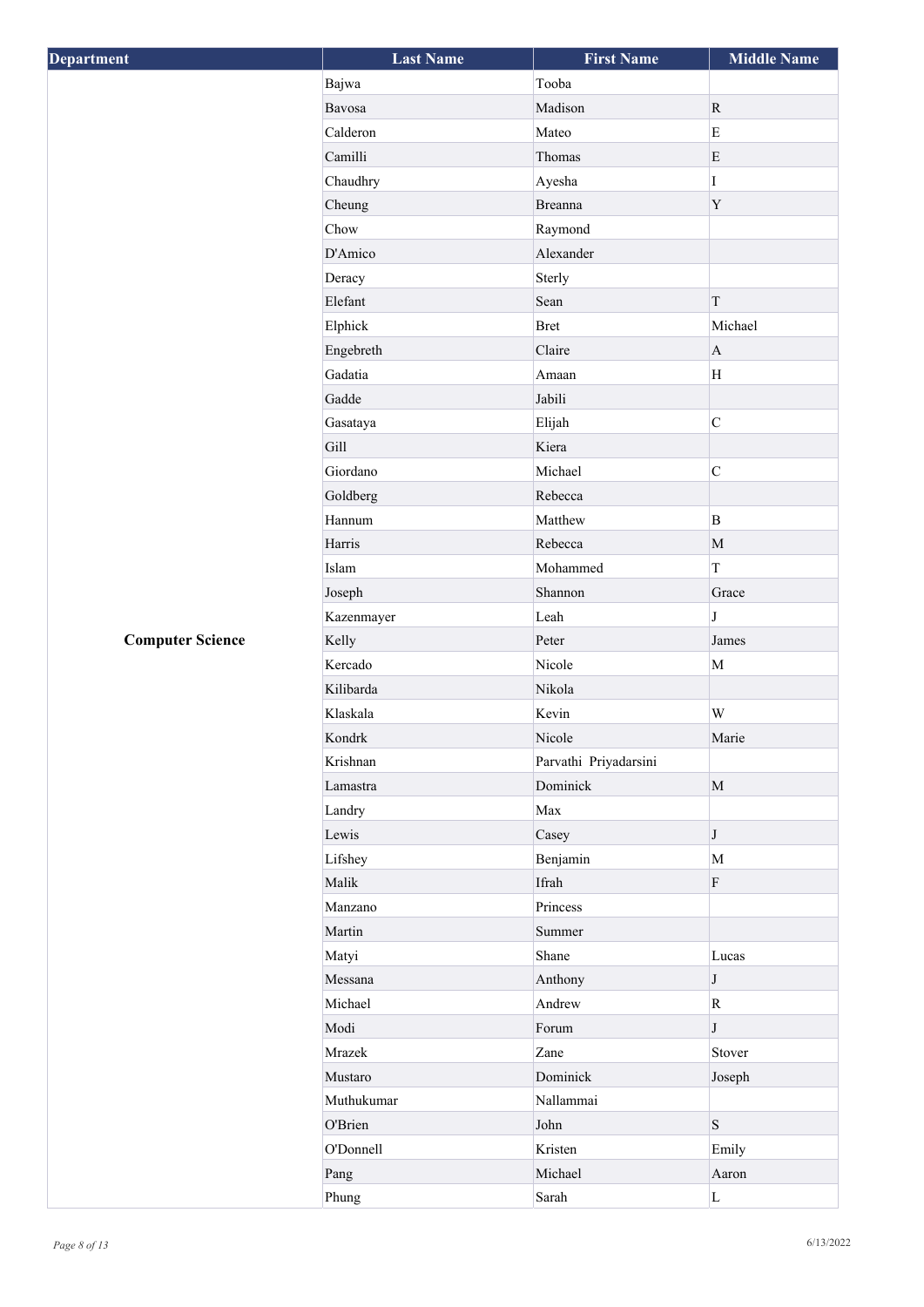| Department | Last Name | First Name | Middle Name |
| --- | --- | --- | --- |
| | Bajwa | Tooba | |
| | Bavosa | Madison | R |
| | Calderon | Mateo | E |
| | Camilli | Thomas | E |
| | Chaudhry | Ayesha | I |
| | Cheung | Breanna | Y |
| | Chow | Raymond | |
| | D'Amico | Alexander | |
| | Deracy | Sterly | |
| | Elefant | Sean | T |
| | Elphick | Bret | Michael |
| | Engebreth | Claire | A |
| | Gadatia | Amaan | H |
| | Gadde | Jabili | |
| | Gasataya | Elijah | C |
| | Gill | Kiera | |
| | Giordano | Michael | C |
| | Goldberg | Rebecca | |
| | Hannum | Matthew | B |
| | Harris | Rebecca | M |
| | Islam | Mohammed | T |
| | Joseph | Shannon | Grace |
| | Kazenmayer | Leah | J |
| **Computer Science** | Kelly | Peter | James |
| | Kercado | Nicole | M |
| | Kilibarda | Nikola | |
| | Klaskala | Kevin | W |
| | Kondrk | Nicole | Marie |
| | Krishnan | Parvathi Priyadarsini | |
| | Lamastra | Dominick | M |
| | Landry | Max | |
| | Lewis | Casey | J |
| | Lifshey | Benjamin | M |
| | Malik | Ifrah | F |
| | Manzano | Princess | |
| | Martin | Summer | |
| | Matyi | Shane | Lucas |
| | Messana | Anthony | J |
| | Michael | Andrew | R |
| | Modi | Forum | J |
| | Mrazek | Zane | Stover |
| | Mustaro | Dominick | Joseph |
| | Muthukumar | Nallammai | |
| | O'Brien | John | S |
| | O'Donnell | Kristen | Emily |
| | Pang | Michael | Aaron |
| | Phung | Sarah | L |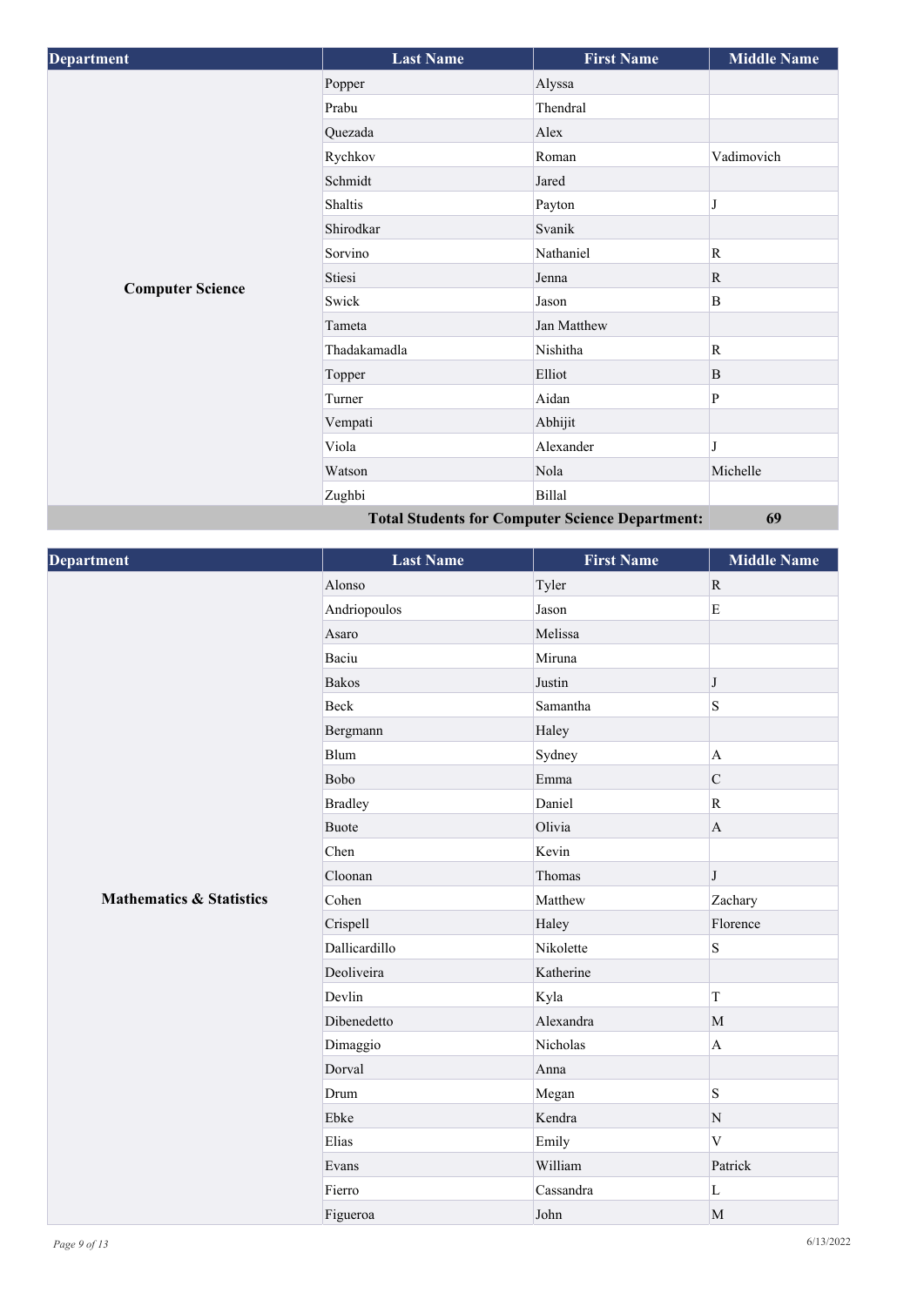| Department | Last Name | First Name | Middle Name |
|---|---|---|---|
| **Computer Science** | Popper | Alyssa | |
| | Prabu | Thendral | |
| | Quezada | Alex | |
| | Rychkov | Roman | Vadimovich |
| | Schmidt | Jared | |
| | Shaltis | Payton | J |
| | Shirodkar | Svanik | |
| | Sorvino | Nathaniel | R |
| | Stiesi | Jenna | R |
| | Swick | Jason | B |
| | Tameta | Jan Matthew | |
| | Thadakamadla | Nishitha | R |
| | Topper | Elliot | B |
| | Turner | Aidan | P |
| | Vempati | Abhijit | |
| | Viola | Alexander | J |
| | Watson | Nola | Michelle |
| | Zughbi | Billal | |
| | | **Total Students for Computer Science Department:** | **69** |

| Department | Last Name | First Name | Middle Name |
|---|---|---|---|
| **Mathematics & Statistics** | Alonso | Tyler | R |
| | Andriopoulos | Jason | E |
| | Asaro | Melissa | |
| | Baciu | Miruna | |
| | Bakos | Justin | J |
| | Beck | Samantha | S |
| | Bergmann | Haley | |
| | Blum | Sydney | A |
| | Bobo | Emma | C |
| | Bradley | Daniel | R |
| | Buote | Olivia | A |
| | Chen | Kevin | |
| | Cloonan | Thomas | J |
| | Cohen | Matthew | Zachary |
| | Crispell | Haley | Florence |
| | Dallicardillo | Nikolette | S |
| | Deoliveira | Katherine | |
| | Devlin | Kyla | T |
| | Dibenedetto | Alexandra | M |
| | Dimaggio | Nicholas | A |
| | Dorval | Anna | |
| | Drum | Megan | S |
| | Ebke | Kendra | N |
| | Elias | Emily | V |
| | Evans | William | Patrick |
| | Fierro | Cassandra | L |
| | Figueroa | John | M |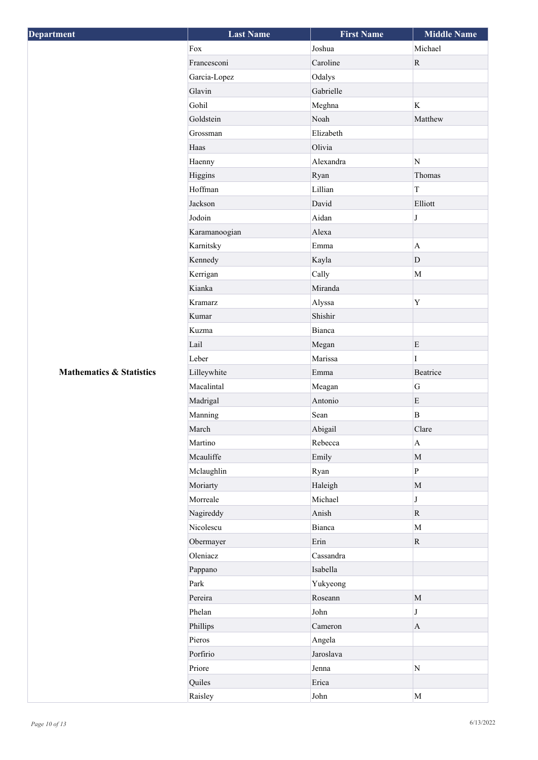| Department | Last Name | First Name | Middle Name |
|---|---|---|---|
| **Mathematics & Statistics** | Fox | Joshua | Michael |
| | Francesconi | Caroline | R |
| | Garcia-Lopez | Odalys | |
| | Glavin | Gabrielle | |
| | Gohil | Meghna | K |
| | Goldstein | Noah | Matthew |
| | Grossman | Elizabeth | |
| | Haas | Olivia | |
| | Haenny | Alexandra | N |
| | Higgins | Ryan | Thomas |
| | Hoffman | Lillian | T |
| | Jackson | David | Elliott |
| | Jodoin | Aidan | J |
| | Karamanoogian | Alexa | |
| | Karnitsky | Emma | A |
| | Kennedy | Kayla | D |
| | Kerrigan | Cally | M |
| | Kianka | Miranda | |
| | Kramarz | Alyssa | Y |
| | Kumar | Shishir | |
| | Kuzma | Bianca | |
| | Lail | Megan | E |
| | Leber | Marissa | I |
| | Lilleywhite | Emma | Beatrice |
| | Macalintal | Meagan | G |
| | Madrigal | Antonio | E |
| | Manning | Sean | B |
| | March | Abigail | Clare |
| | Martino | Rebecca | A |
| | Mcauliffe | Emily | M |
| | Mclaughlin | Ryan | P |
| | Moriarty | Haleigh | M |
| | Morreale | Michael | J |
| | Nagireddy | Anish | R |
| | Nicolescu | Bianca | M |
| | Obermayer | Erin | R |
| | Oleniacz | Cassandra | |
| | Pappano | Isabella | |
| | Park | Yukyeong | |
| | Pereira | Roseann | M |
| | Phelan | John | J |
| | Phillips | Cameron | A |
| | Pieros | Angela | |
| | Porfirio | Jaroslava | |
| | Priore | Jenna | N |
| | Quiles | Erica | |
| | Raisley | John | M |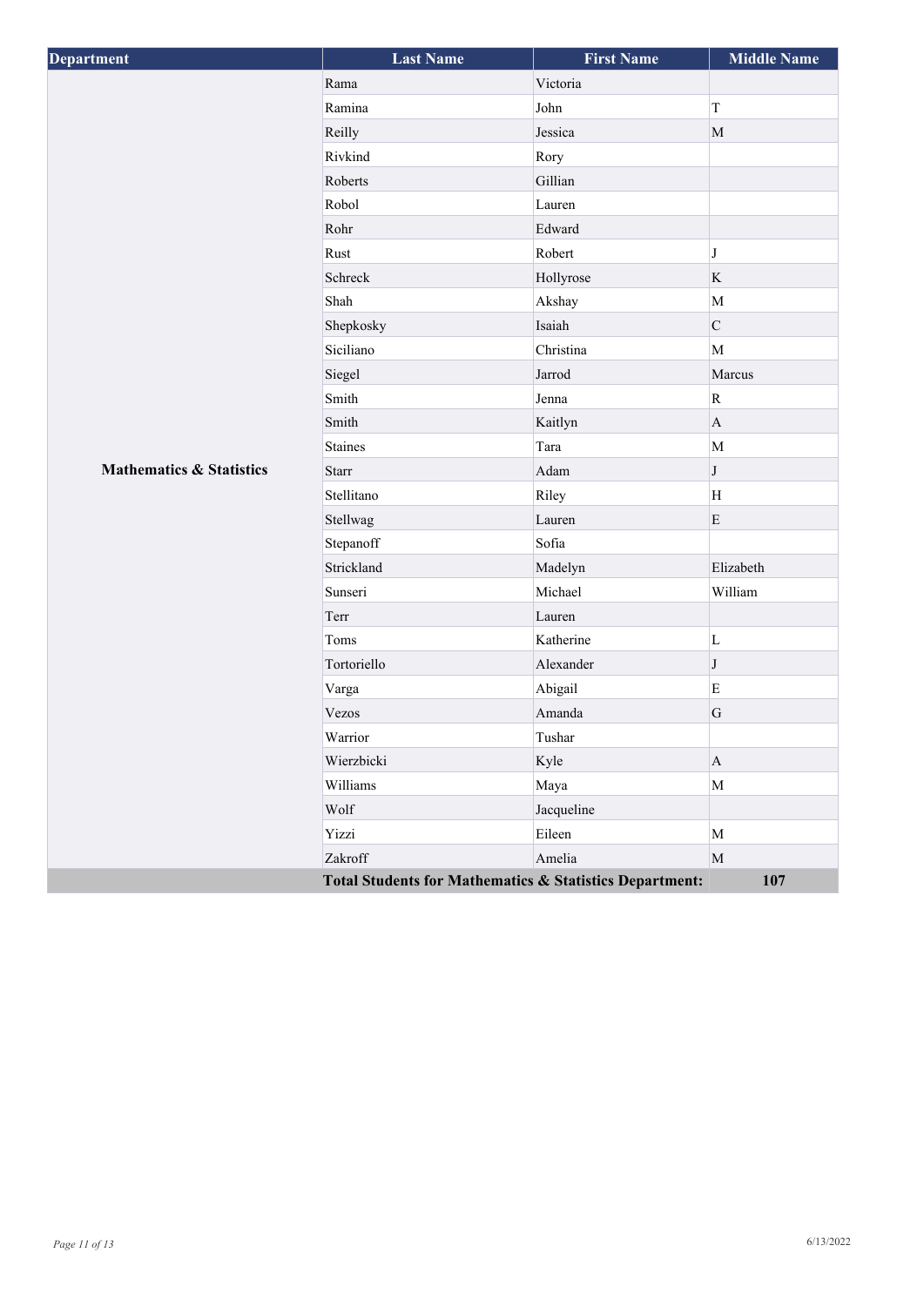| Department | Last Name | First Name | Middle Name |
|---|---|---|---|
| Mathematics & Statistics | Rama | Victoria | |
| | Ramina | John | T |
| | Reilly | Jessica | M |
| | Rivkind | Rory | |
| | Roberts | Gillian | |
| | Robol | Lauren | |
| | Rohr | Edward | |
| | Rust | Robert | J |
| | Schreck | Hollyrose | K |
| | Shah | Akshay | M |
| | Shepkosky | Isaiah | C |
| | Siciliano | Christina | M |
| | Siegel | Jarrod | Marcus |
| | Smith | Jenna | R |
| | Smith | Kaitlyn | A |
| | Staines | Tara | M |
| | Starr | Adam | J |
| | Stellitano | Riley | H |
| | Stellwag | Lauren | E |
| | Stepanoff | Sofia | |
| | Strickland | Madelyn | Elizabeth |
| | Sunseri | Michael | William |
| | Terr | Lauren | |
| | Toms | Katherine | L |
| | Tortoriello | Alexander | J |
| | Varga | Abigail | E |
| | Vezos | Amanda | G |
| | Warrior | Tushar | |
| | Wierzbicki | Kyle | A |
| | Williams | Maya | M |
| | Wolf | Jacqueline | |
| | Yizzi | Eileen | M |
| | Zakroff | Amelia | M |
| | **Total Students for Mathematics & Statistics Department:** | | **107** |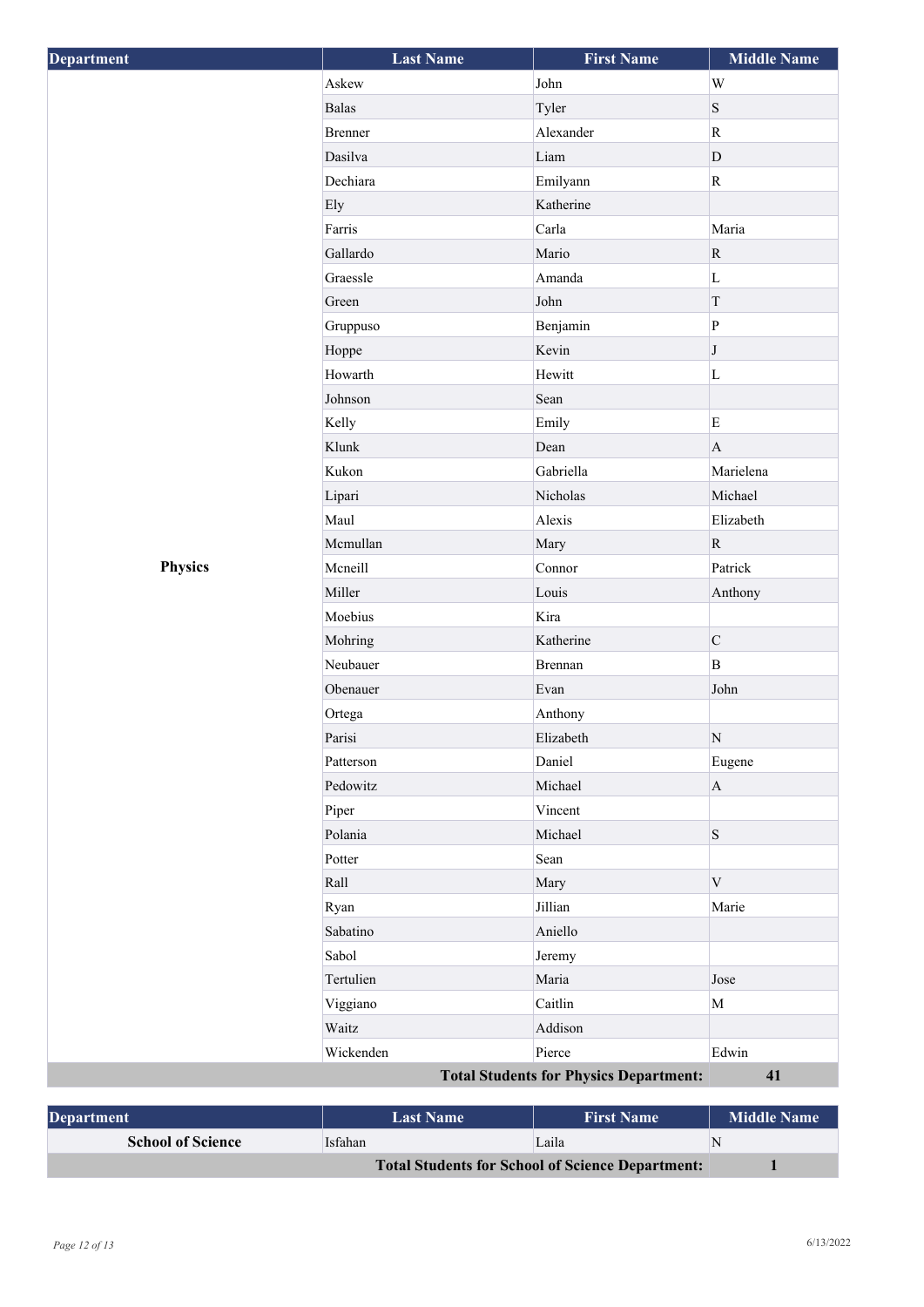| Department | Last Name | First Name | Middle Name |
| --- | --- | --- | --- |
| Physics | Askew | John | W |
| | Balas | Tyler | S |
| | Brenner | Alexander | R |
| | Dasilva | Liam | D |
| | Dechiara | Emilyann | R |
| | Ely | Katherine | |
| | Farris | Carla | Maria |
| | Gallardo | Mario | R |
| | Graessle | Amanda | L |
| | Green | John | T |
| | Gruppuso | Benjamin | P |
| | Hoppe | Kevin | J |
| | Howarth | Hewitt | L |
| | Johnson | Sean | |
| | Kelly | Emily | E |
| | Klunk | Dean | A |
| | Kukon | Gabriella | Marielena |
| | Lipari | Nicholas | Michael |
| | Maul | Alexis | Elizabeth |
| | Mcmullan | Mary | R |
| | Mcneill | Connor | Patrick |
| | Miller | Louis | Anthony |
| | Moebius | Kira | |
| | Mohring | Katherine | C |
| | Neubauer | Brennan | B |
| | Obenauer | Evan | John |
| | Ortega | Anthony | |
| | Parisi | Elizabeth | N |
| | Patterson | Daniel | Eugene |
| | Pedowitz | Michael | A |
| | Piper | Vincent | |
| | Polania | Michael | S |
| | Potter | Sean | |
| | Rall | Mary | V |
| | Ryan | Jillian | Marie |
| | Sabatino | Aniello | |
| | Sabol | Jeremy | |
| | Tertulien | Maria | Jose |
| | Viggiano | Caitlin | M |
| | Waitz | Addison | |
| | Wickenden | Pierce | Edwin |
| | | **Total Students for Physics Department:** | **41** |

| Department | Last Name | First Name | Middle Name |
| --- | --- | --- | --- |
| **School of Science** | Isfahan | Laila | N |
| | | **Total Students for School of Science Department:** | **1** |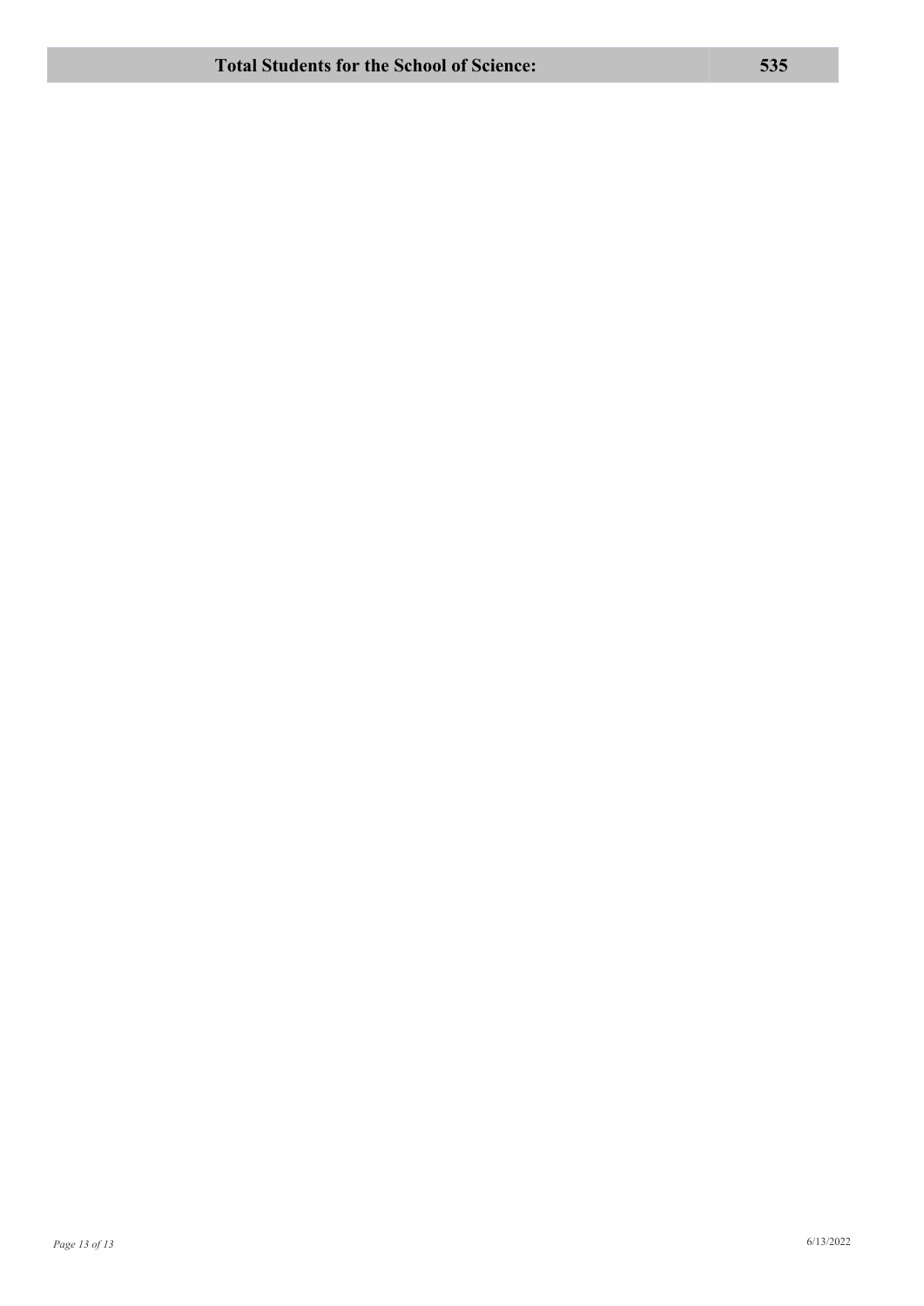| | |
|---|---|
| **Total Students for the School of Science:** | **535** |